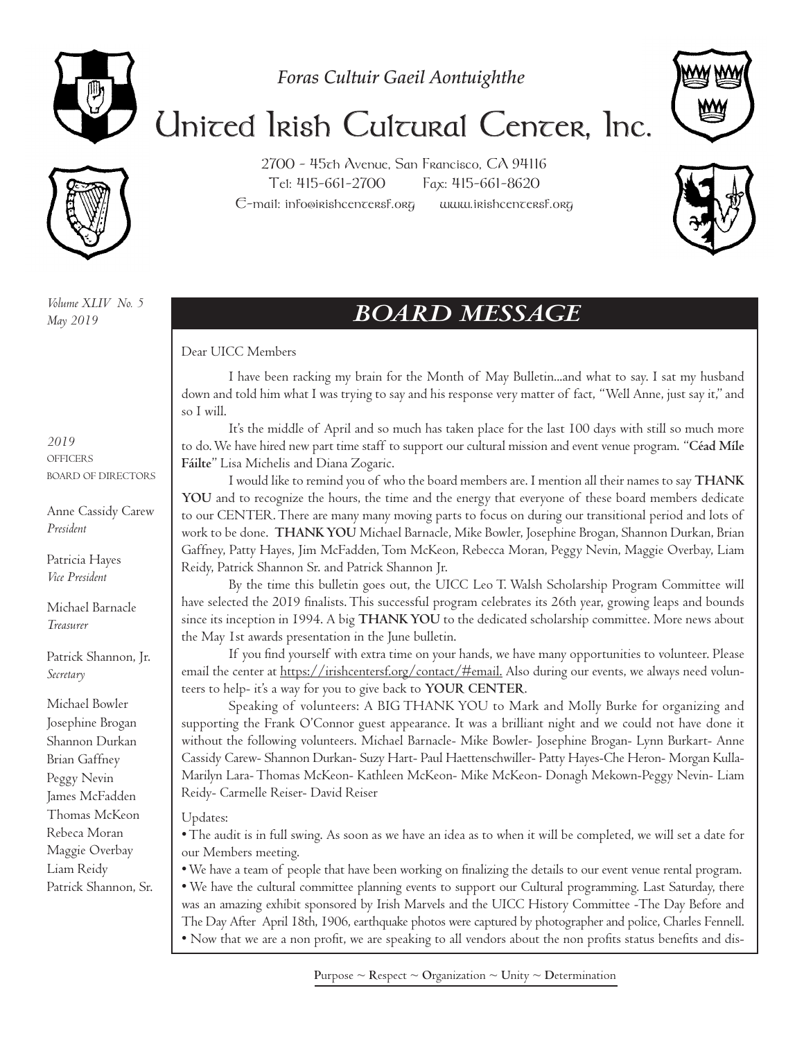*Foras Cultuir Gaeil Aontuighthe*

# United Irish Cultural Center, Inc.

2700 - 45th Avenue, San Francisco, CA 94116
Tel: 415-661-2700 Fax: 415-661-8620
E-mail: info@irishcentersf.org www.irishcentersf.org

*Volume XLIV No. 5*
*May 2019*

*2019*
OFFICERS
BOARD OF DIRECTORS

Anne Cassidy Carew
*President*

Patricia Hayes
*Vice President*

Michael Barnacle
*Treasurer*

Patrick Shannon, Jr.
*Secretary*

Michael Bowler
Josephine Brogan
Shannon Durkan
Brian Gaffney
Peggy Nevin
James McFadden
Thomas McKeon
Rebeca Moran
Maggie Overbay
Liam Reidy
Patrick Shannon, Sr.

## BOARD MESSAGE

Dear UICC Members

I have been racking my brain for the Month of May Bulletin...and what to say. I sat my husband down and told him what I was trying to say and his response very matter of fact, "Well Anne, just say it," and so I will.

It's the middle of April and so much has taken place for the last 100 days with still so much more to do. We have hired new part time staff to support our cultural mission and event venue program. "**Céad Míle Fáilte**" Lisa Michelis and Diana Zogaric.

I would like to remind you of who the board members are. I mention all their names to say **THANK YOU** and to recognize the hours, the time and the energy that everyone of these board members dedicate to our CENTER. There are many many moving parts to focus on during our transitional period and lots of work to be done. **THANK YOU** Michael Barnacle, Mike Bowler, Josephine Brogan, Shannon Durkan, Brian Gaffney, Patty Hayes, Jim McFadden, Tom McKeon, Rebecca Moran, Peggy Nevin, Maggie Overbay, Liam Reidy, Patrick Shannon Sr. and Patrick Shannon Jr.

By the time this bulletin goes out, the UICC Leo T. Walsh Scholarship Program Committee will have selected the 2019 finalists. This successful program celebrates its 26th year, growing leaps and bounds since its inception in 1994. A big **THANK YOU** to the dedicated scholarship committee. More news about the May 1st awards presentation in the June bulletin.

If you find yourself with extra time on your hands, we have many opportunities to volunteer. Please email the center at https://irishcentersf.org/contact/#email. Also during our events, we always need volunteers to help- it's a way for you to give back to **YOUR CENTER**.

Speaking of volunteers: A BIG THANK YOU to Mark and Molly Burke for organizing and supporting the Frank O'Connor guest appearance. It was a brilliant night and we could not have done it without the following volunteers. Michael Barnacle- Mike Bowler- Josephine Brogan- Lynn Burkart- Anne Cassidy Carew- Shannon Durkan- Suzy Hart- Paul Haettenschwiller- Patty Hayes-Che Heron- Morgan Kulla-Marilyn Lara- Thomas McKeon- Kathleen McKeon- Mike McKeon- Donagh Mekown-Peggy Nevin- Liam Reidy- Carmelle Reiser- David Reiser

Updates:

- The audit is in full swing. As soon as we have an idea as to when it will be completed, we will set a date for our Members meeting.
- We have a team of people that have been working on finalizing the details to our event venue rental program.
- We have the cultural committee planning events to support our Cultural programming. Last Saturday, there was an amazing exhibit sponsored by Irish Marvels and the UICC History Committee -The Day Before and The Day After April 18th, 1906, earthquake photos were captured by photographer and police, Charles Fennell.
- Now that we are a non profit, we are speaking to all vendors about the non profits status benefits and dis-

Purpose ~ Respect ~ Organization ~ Unity ~ Determination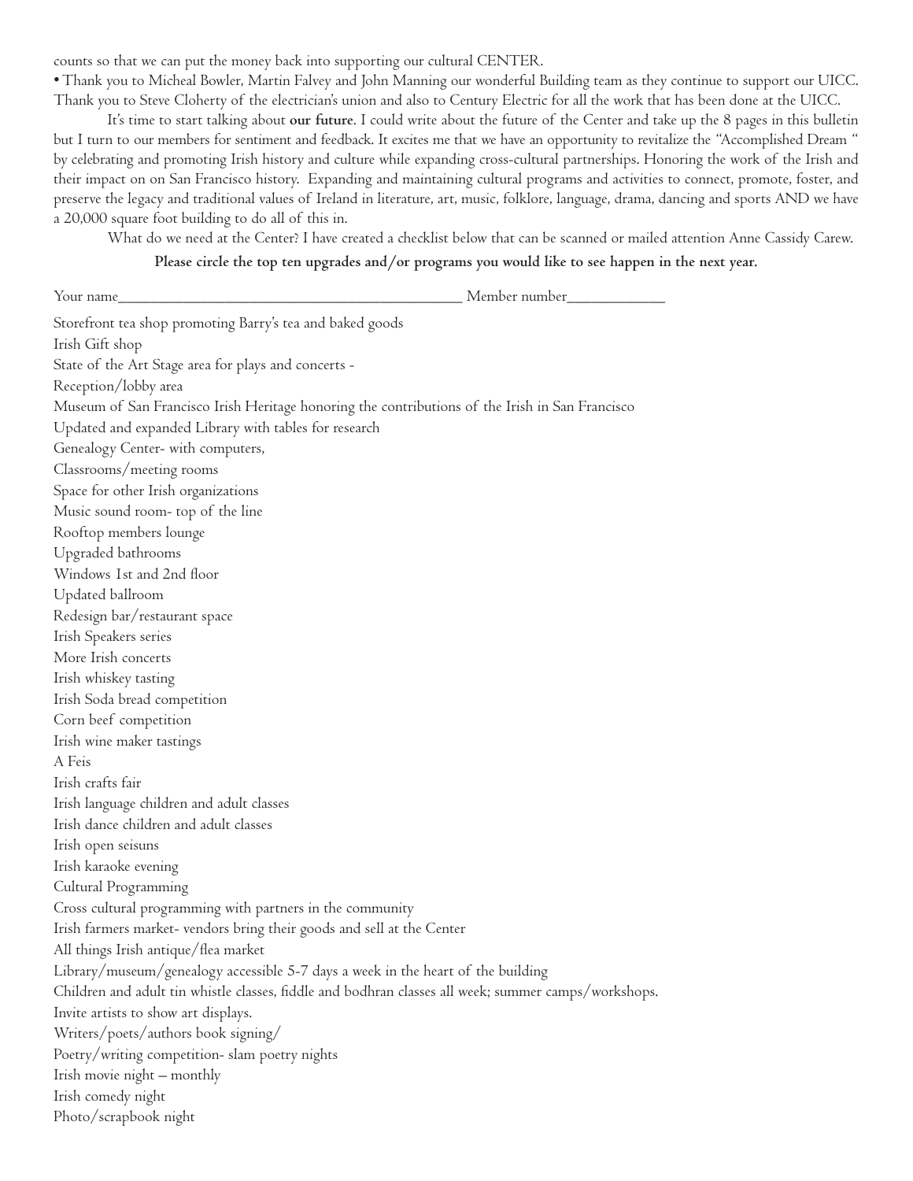counts so that we can put the money back into supporting our cultural CENTER.

• Thank you to Micheal Bowler, Martin Falvey and John Manning our wonderful Building team as they continue to support our UICC. Thank you to Steve Cloherty of the electrician's union and also to Century Electric for all the work that has been done at the UICC.

It's time to start talking about **our future**. I could write about the future of the Center and take up the 8 pages in this bulletin but I turn to our members for sentiment and feedback. It excites me that we have an opportunity to revitalize the "Accomplished Dream " by celebrating and promoting Irish history and culture while expanding cross-cultural partnerships. Honoring the work of the Irish and their impact on on San Francisco history. Expanding and maintaining cultural programs and activities to connect, promote, foster, and preserve the legacy and traditional values of Ireland in literature, art, music, folklore, language, drama, dancing and sports AND we have a 20,000 square foot building to do all of this in.

What do we need at the Center? I have created a checklist below that can be scanned or mailed attention Anne Cassidy Carew.

**Please circle the top ten upgrades and/or programs you would like to see happen in the next year.**

Your name_____________________________________________ Member number____________

Storefront tea shop promoting Barry's tea and baked goods
Irish Gift shop
State of the Art Stage area for plays and concerts -
Reception/lobby area
Museum of San Francisco Irish Heritage honoring the contributions of the Irish in San Francisco
Updated and expanded Library with tables for research
Genealogy Center- with computers,
Classrooms/meeting rooms
Space for other Irish organizations
Music sound room- top of the line
Rooftop members lounge
Upgraded bathrooms
Windows 1st and 2nd floor
Updated ballroom
Redesign bar/restaurant space
Irish Speakers series
More Irish concerts
Irish whiskey tasting
Irish Soda bread competition
Corn beef competition
Irish wine maker tastings
A Feis
Irish crafts fair
Irish language children and adult classes
Irish dance children and adult classes
Irish open seisuns
Irish karaoke evening
Cultural Programming
Cross cultural programming with partners in the community
Irish farmers market- vendors bring their goods and sell at the Center
All things Irish antique/flea market
Library/museum/genealogy accessible 5-7 days a week in the heart of the building
Children and adult tin whistle classes, fiddle and bodhran classes all week; summer camps/workshops.
Invite artists to show art displays.
Writers/poets/authors book signing/
Poetry/writing competition- slam poetry nights
Irish movie night – monthly
Irish comedy night
Photo/scrapbook night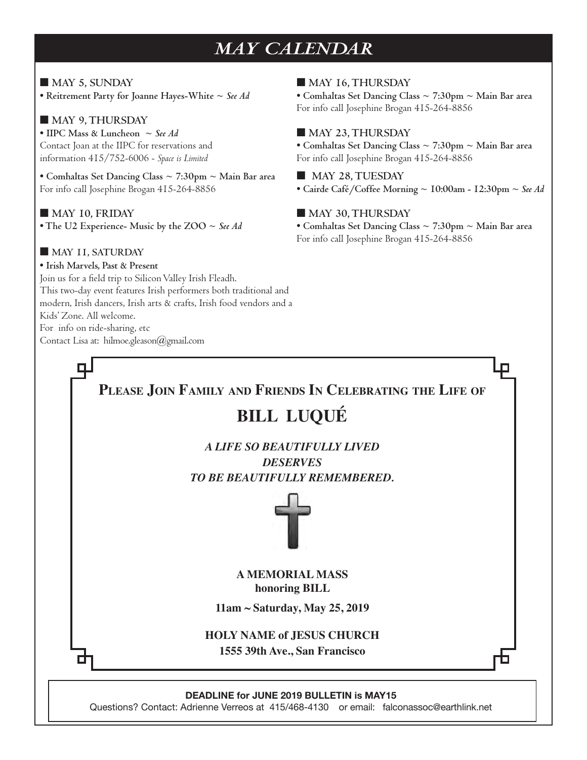# MAY CALENDAR

■ **MAY 5, SUNDAY**

- **Reitrement Party for Joanne Hayes-White ~** ***See Ad***

■ **MAY 9, THURSDAY**

- **IIPC Mass & Luncheon ~** ***See Ad***

Contact Joan at the IIPC for reservations and information 415/752-6006 - *Space is Limited*

- **Comhaltas Set Dancing Class ~ 7:30pm ~ Main Bar area**

For info call Josephine Brogan 415-264-8856

■ **MAY 10, FRIDAY**

- **The U2 Experience- Music by the ZOO ~** ***See Ad***

■ **MAY 11, SATURDAY**

- **Irish Marvels, Past & Present**

Join us for a field trip to Silicon Valley Irish Fleadh.
This two-day event features Irish performers both traditional and modern, Irish dancers, Irish arts & crafts, Irish food vendors and a Kids' Zone. All welcome.
For info on ride-sharing, etc
Contact Lisa at: hilmoe.gleason@gmail.com

■ **MAY 16, THURSDAY**

- **Comhaltas Set Dancing Class ~ 7:30pm ~ Main Bar area**

For info call Josephine Brogan 415-264-8856

■ **MAY 23, THURSDAY**

- **Comhaltas Set Dancing Class ~ 7:30pm ~ Main Bar area**

For info call Josephine Brogan 415-264-8856

■ **MAY 28, TUESDAY**

- **Cairde Café/Coffee Morning ~ 10:00am - 12:30pm ~** ***See Ad***

■ **MAY 30, THURSDAY**

- **Comhaltas Set Dancing Class ~ 7:30pm ~ Main Bar area**

For info call Josephine Brogan 415-264-8856

---

## Please Join Family and Friends In Celebrating the Life of

## BILL LUQUÉ

***A LIFE SO BEAUTIFULLY LIVED***
***DESERVES***
***TO BE BEAUTIFULLY REMEMBERED.***

**A MEMORIAL MASS**
**honoring BILL**

**11am ~ Saturday, May 25, 2019**

**HOLY NAME of JESUS CHURCH**
**1555 39th Ave., San Francisco**

---

**DEADLINE for JUNE 2019 BULLETIN is MAY15**
Questions? Contact: Adrienne Verreos at 415/468-4130 or email: falconassoc@earthlink.net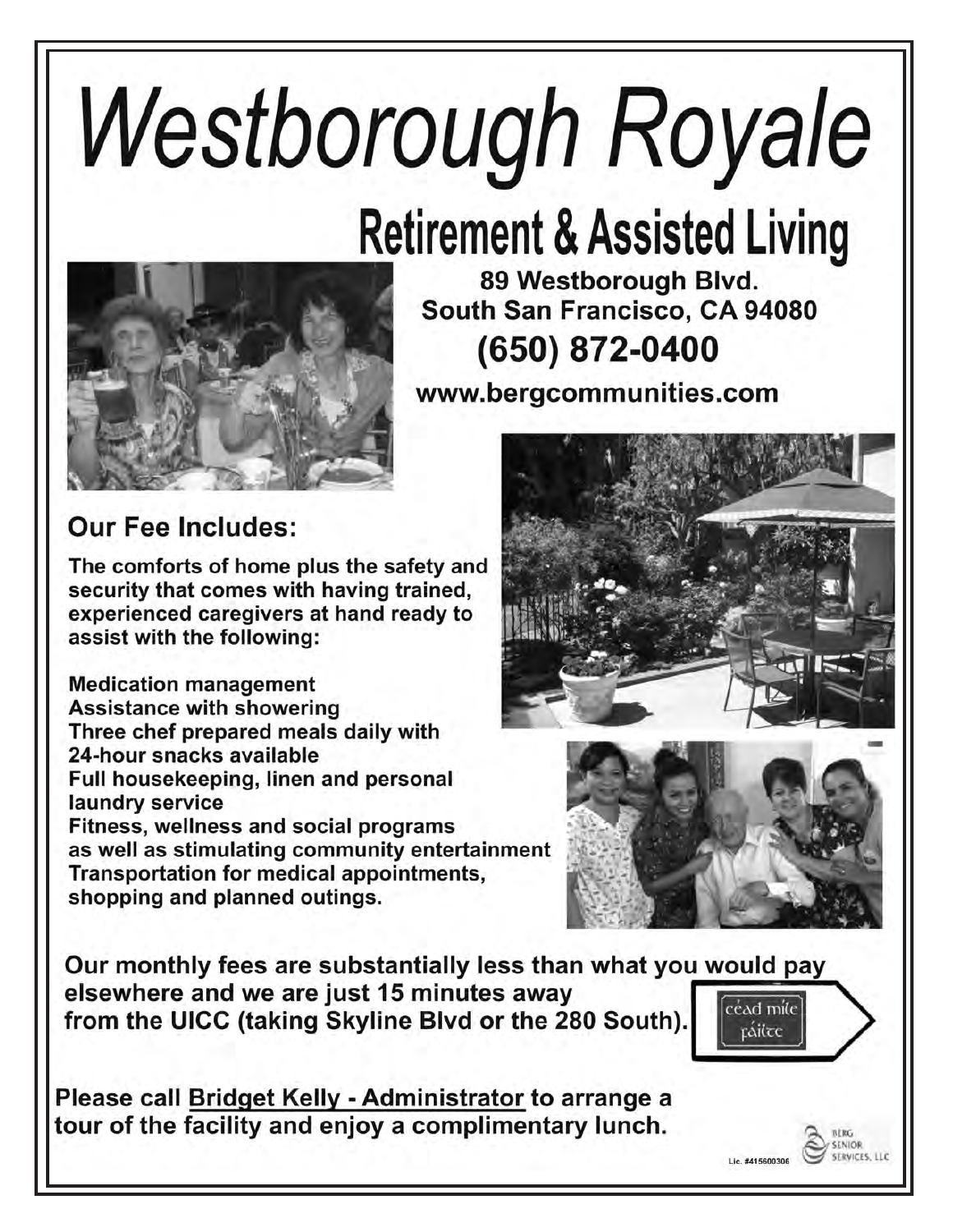# Westborough Royale

## Retirement & Assisted Living

**89 Westborough Blvd.**
**South San Francisco, CA 94080**

**(650) 872-0400**

**www.bergcommunities.com**

### Our Fee Includes:

**The comforts of home plus the safety and security that comes with having trained, experienced caregivers at hand ready to assist with the following:**

**Medication management**
**Assistance with showering**
**Three chef prepared meals daily with 24-hour snacks available**
**Full housekeeping, linen and personal laundry service**
**Fitness, wellness and social programs as well as stimulating community entertainment**
**Transportation for medical appointments, shopping and planned outings.**

**Our monthly fees are substantially less than what you would pay elsewhere and we are just 15 minutes away from the UICC (taking Skyline Blvd or the 280 South).**

céad míle fáilte

**Please call Bridget Kelly - Administrator to arrange a tour of the facility and enjoy a complimentary lunch.**

Lic. #415600306

BERG SENIOR SERVICES, LLC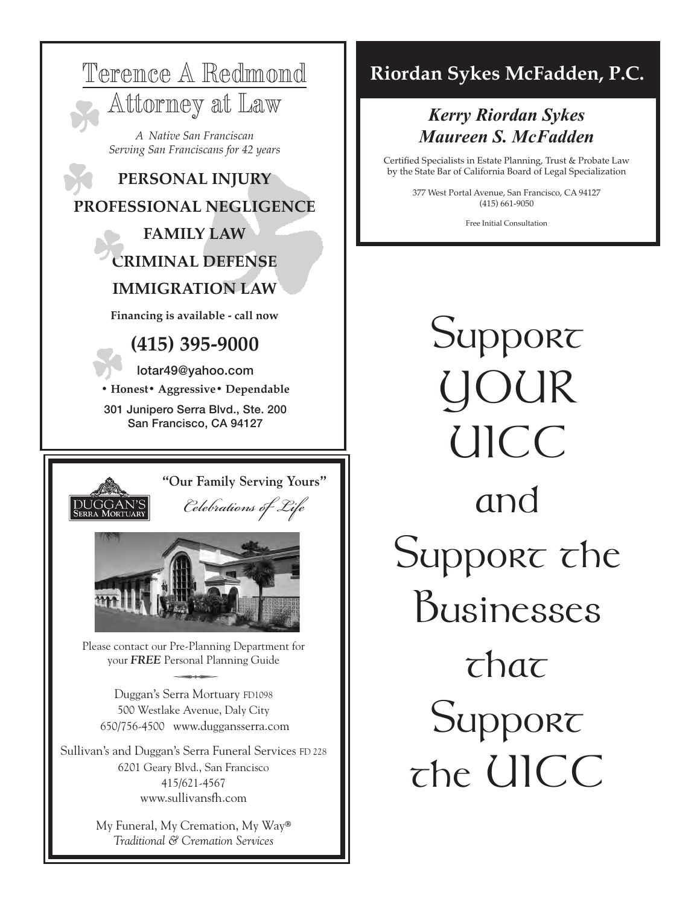## Terence A Redmond
## Attorney at Law

*A Native San Franciscan*
*Serving San Franciscans for 42 years*

**PERSONAL INJURY**

**PROFESSIONAL NEGLIGENCE**

**FAMILY LAW**

**CRIMINAL DEFENSE**

**IMMIGRATION LAW**

**Financing is available - call now**

**(415) 395-9000**

lotar49@yahoo.com

**• Honest • Aggressive • Dependable**

301 Junipero Serra Blvd., Ste. 200
San Francisco, CA 94127

---

**"Our Family Serving Yours"**

DUGGAN'S SERRA MORTUARY

*Celebrations of Life*

Please contact our Pre-Planning Department for your ***FREE*** Personal Planning Guide

Duggan's Serra Mortuary FD1098
500 Westlake Avenue, Daly City
650/756-4500 www.dugansserra.com

Sullivan's and Duggan's Serra Funeral Services FD 228
6201 Geary Blvd., San Francisco
415/621-4567
www.sullivansfh.com

My Funeral, My Cremation, My Way®
*Traditional & Cremation Services*

---

## Riordan Sykes McFadden, P.C.

***Kerry Riordan Sykes***
***Maureen S. McFadden***

Certified Specialists in Estate Planning, Trust & Probate Law by the State Bar of California Board of Legal Specialization

377 West Portal Avenue, San Francisco, CA 94127
(415) 661-9050

Free Initial Consultation

---

# Support YOUR UICC and Support the Businesses that Support the UICC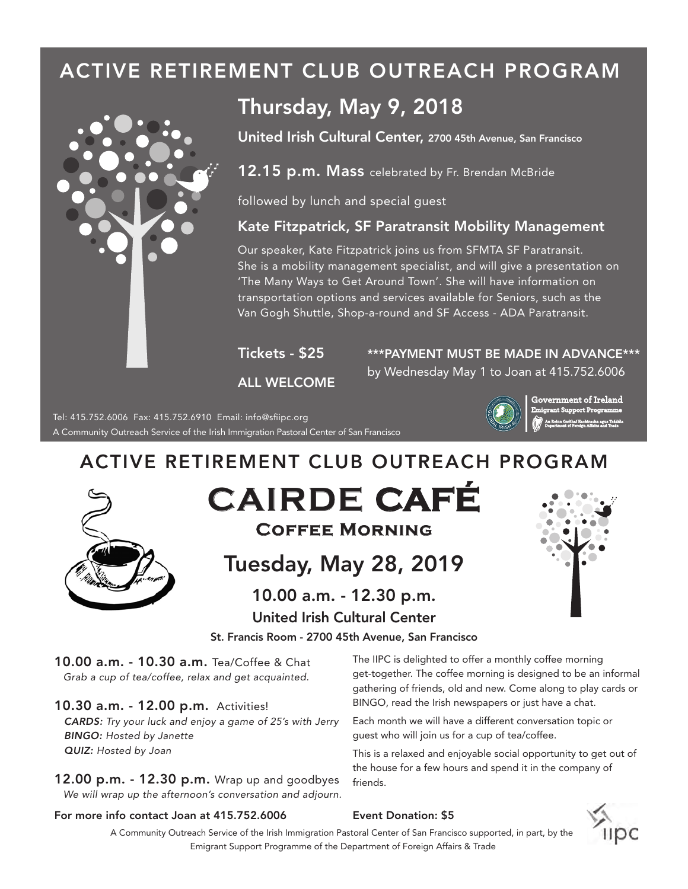# ACTIVE RETIREMENT CLUB OUTREACH PROGRAM

## Thursday, May 9, 2018

**United Irish Cultural Center,** 2700 45th Avenue, San Francisco

**12.15 p.m. Mass** celebrated by Fr. Brendan McBride

followed by lunch and special guest

### Kate Fitzpatrick, SF Paratransit Mobility Management

Our speaker, Kate Fitzpatrick joins us from SFMTA SF Paratransit. She is a mobility management specialist, and will give a presentation on 'The Many Ways to Get Around Town'. She will have information on transportation options and services available for Seniors, such as the Van Gogh Shuttle, Shop-a-round and SF Access - ADA Paratransit.

**Tickets - $25**

**ALL WELCOME**

**\*\*\*PAYMENT MUST BE MADE IN ADVANCE\*\*\***
by Wednesday May 1 to Joan at 415.752.6006

Government of Ireland
Emigrant Support Programme
An Roinn Gnóthaí Eachtracha agus Trádála
Department of Foreign Affairs and Trade

Tel: 415.752.6006 Fax: 415.752.6910 Email: info@sfiipc.org
A Community Outreach Service of the Irish Immigration Pastoral Center of San Francisco

# ACTIVE RETIREMENT CLUB OUTREACH PROGRAM

# CAIRDE CAFÉ

## Coffee Morning

## Tuesday, May 28, 2019

### 10.00 a.m. - 12.30 p.m.

### United Irish Cultural Center

**St. Francis Room - 2700 45th Avenue, San Francisco**

**10.00 a.m. - 10.30 a.m.** Tea/Coffee & Chat
*Grab a cup of tea/coffee, relax and get acquainted.*

**10.30 a.m. - 12.00 p.m.** Activities!
***CARDS:*** *Try your luck and enjoy a game of 25's with Jerry*
***BINGO:*** *Hosted by Janette*
***QUIZ:*** *Hosted by Joan*

**12.00 p.m. - 12.30 p.m.** Wrap up and goodbyes
*We will wrap up the afternoon's conversation and adjourn.*

The IIPC is delighted to offer a monthly coffee morning get-together. The coffee morning is designed to be an informal gathering of friends, old and new. Come along to play cards or BINGO, read the Irish newspapers or just have a chat.

Each month we will have a different conversation topic or guest who will join us for a cup of tea/coffee.

This is a relaxed and enjoyable social opportunity to get out of the house for a few hours and spend it in the company of friends.

**For more info contact Joan at 415.752.6006**

**Event Donation: $5**

A Community Outreach Service of the Irish Immigration Pastoral Center of San Francisco supported, in part, by the Emigrant Support Programme of the Department of Foreign Affairs & Trade

IIPC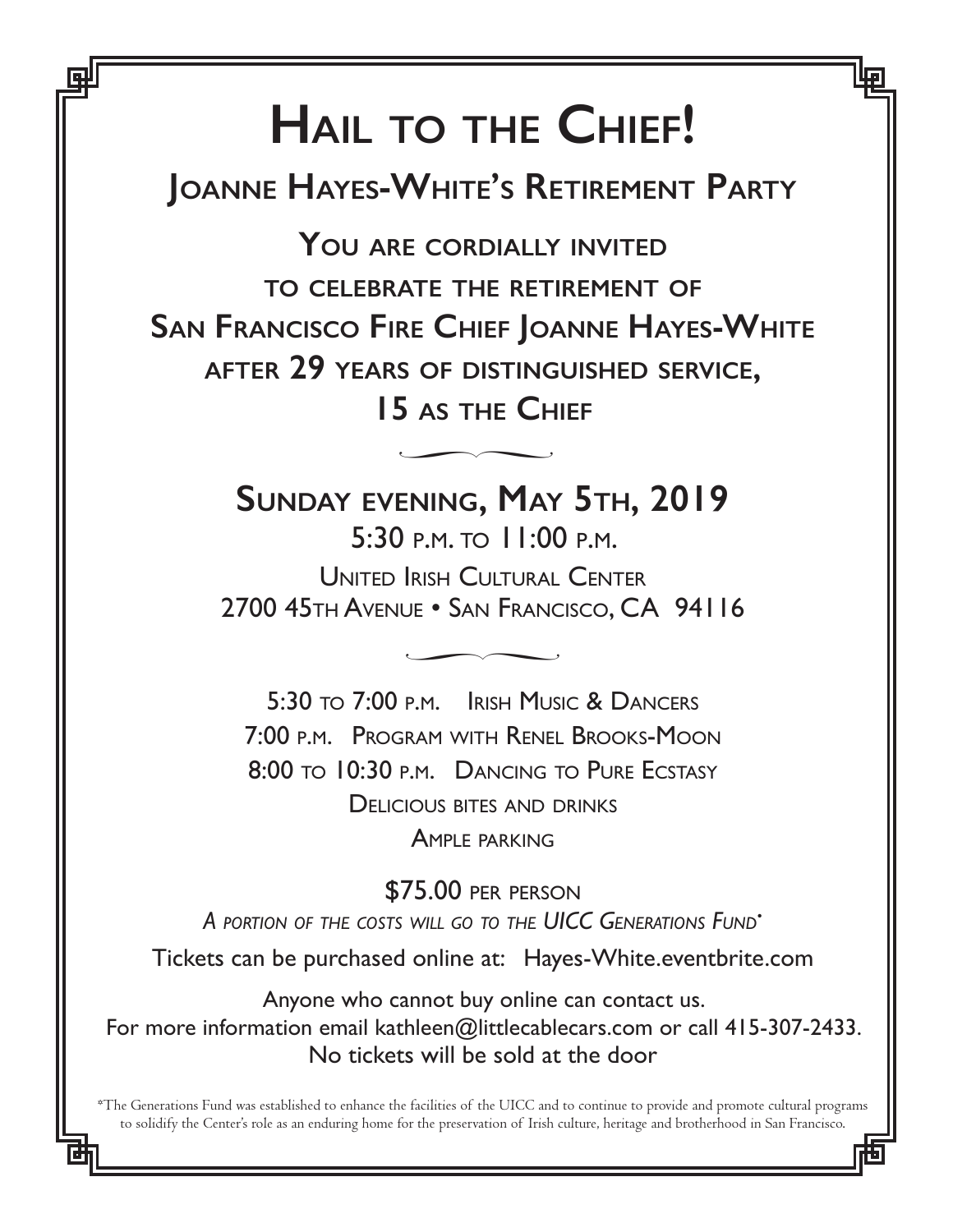# Hail to the Chief!

## Joanne Hayes-White's Retirement Party

**You are cordially invited to celebrate the retirement of San Francisco Fire Chief Joanne Hayes-White after 29 years of distinguished service, 15 as the Chief**

**Sunday evening, May 5th, 2019**

5:30 p.m. to 11:00 p.m.

United Irish Cultural Center
2700 45th Avenue • San Francisco, CA 94116

5:30 to 7:00 p.m. Irish Music & Dancers
7:00 p.m. Program with Renel Brooks-Moon
8:00 to 10:30 p.m. Dancing to Pure Ecstasy
Delicious bites and drinks
Ample parking

$75.00 per person

*A portion of the costs will go to the UICC Generations Fund**

Tickets can be purchased online at: Hayes-White.eventbrite.com

Anyone who cannot buy online can contact us.
For more information email kathleen@littlecablecars.com or call 415-307-2433.
No tickets will be sold at the door

*The Generations Fund was established to enhance the facilities of the UICC and to continue to provide and promote cultural programs to solidify the Center's role as an enduring home for the preservation of Irish culture, heritage and brotherhood in San Francisco.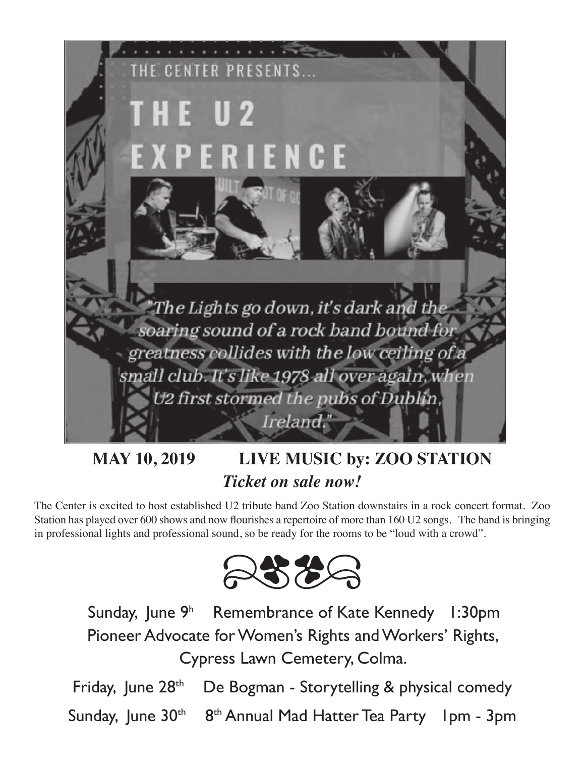THE CENTER PRESENTS...

# THE U2 EXPERIENCE

*"The Lights go down, it's dark and the soaring sound of a rock band bound for greatness collides with the low ceiling of a small club. It's like 1978 all over again, when U2 first stormed the pubs of Dublin, Ireland."*

**MAY 10, 2019 LIVE MUSIC by: ZOO STATION**

***Ticket on sale now!***

The Center is excited to host established U2 tribute band Zoo Station downstairs in a rock concert format. Zoo Station has played over 600 shows and now flourishes a repertoire of more than 160 U2 songs. The band is bringing in professional lights and professional sound, so be ready for the rooms to be "loud with a crowd".

Sunday, June 9h Remembrance of Kate Kennedy 1:30pm
Pioneer Advocate for Women's Rights and Workers' Rights,
Cypress Lawn Cemetery, Colma.

Friday, June 28th De Bogman - Storytelling & physical comedy

Sunday, June 30th 8th Annual Mad Hatter Tea Party 1pm - 3pm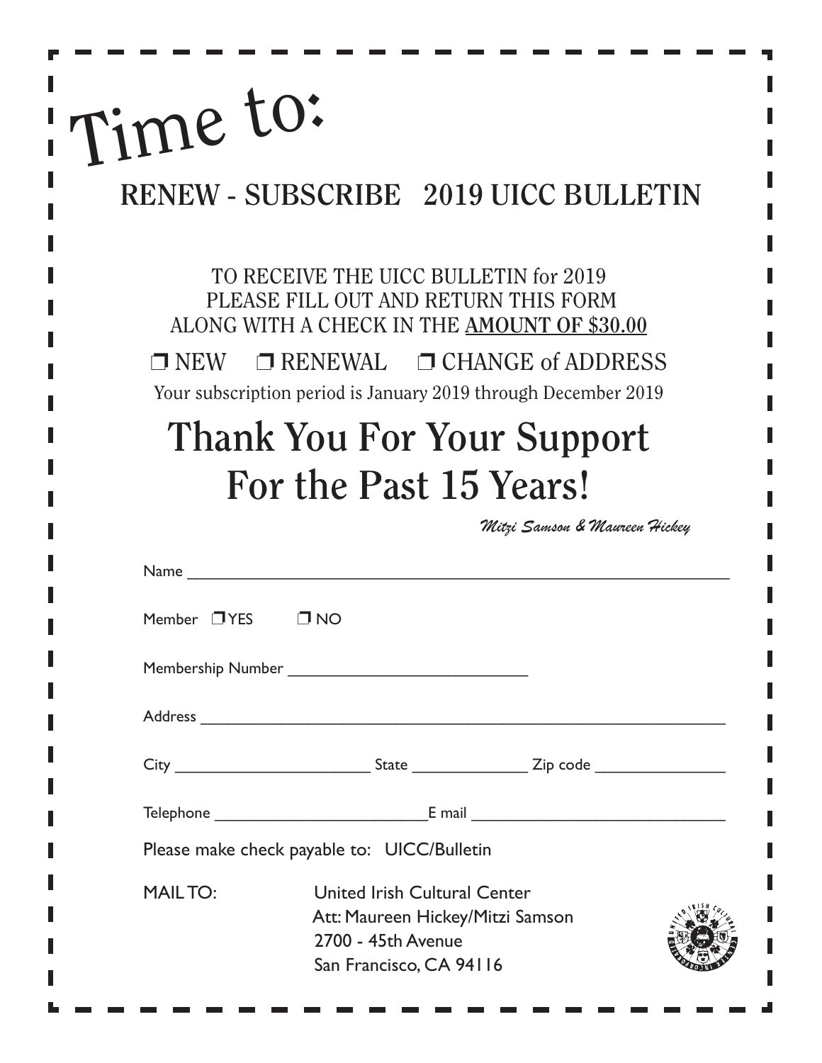# Time to:

## RENEW - SUBSCRIBE 2019 UICC BULLETIN

TO RECEIVE THE UICC BULLETIN for 2019
PLEASE FILL OUT AND RETURN THIS FORM
ALONG WITH A CHECK IN THE **AMOUNT OF $30.00**

❒ NEW ❒ RENEWAL ❒ CHANGE of ADDRESS

Your subscription period is January 2019 through December 2019

# Thank You For Your Support For the Past 15 Years!

*Mitzi Samson & Maureen Hickey*

Name ______________________________________________

Member ❒ YES ❒ NO

Membership Number ___________________________

Address ______________________________________________

City ____________________ State ____________ Zip code ______________

Telephone _______________________ E mail ___________________________

Please make check payable to: UICC/Bulletin

MAIL TO: United Irish Cultural Center
Att: Maureen Hickey/Mitzi Samson
2700 - 45th Avenue
San Francisco, CA 94116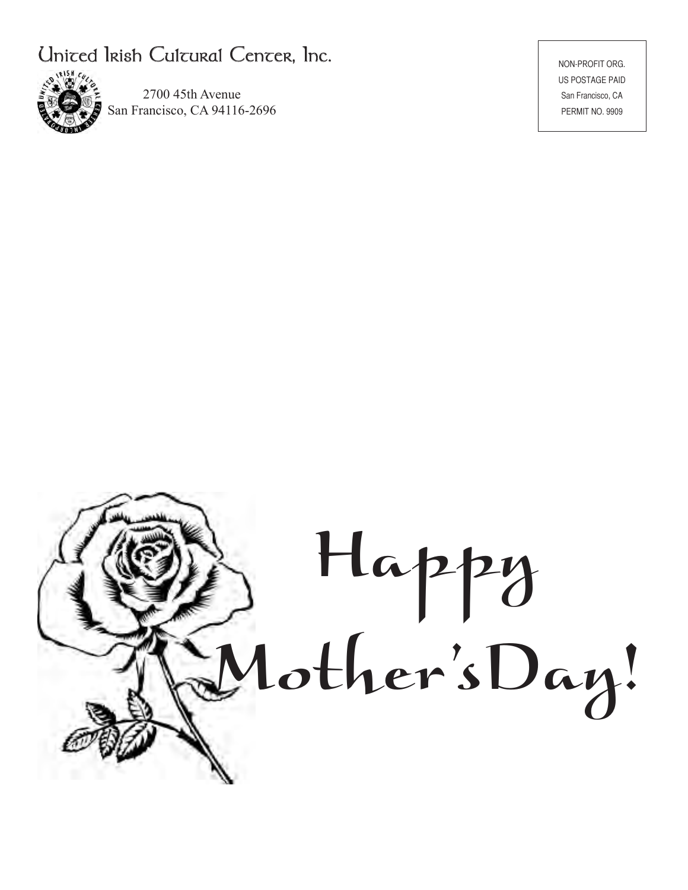United Irish Cultural Center, Inc.

2700 45th Avenue
San Francisco, CA 94116-2696

NON-PROFIT ORG.
US POSTAGE PAID
San Francisco, CA
PERMIT NO. 9909

# Happy Mother's Day!